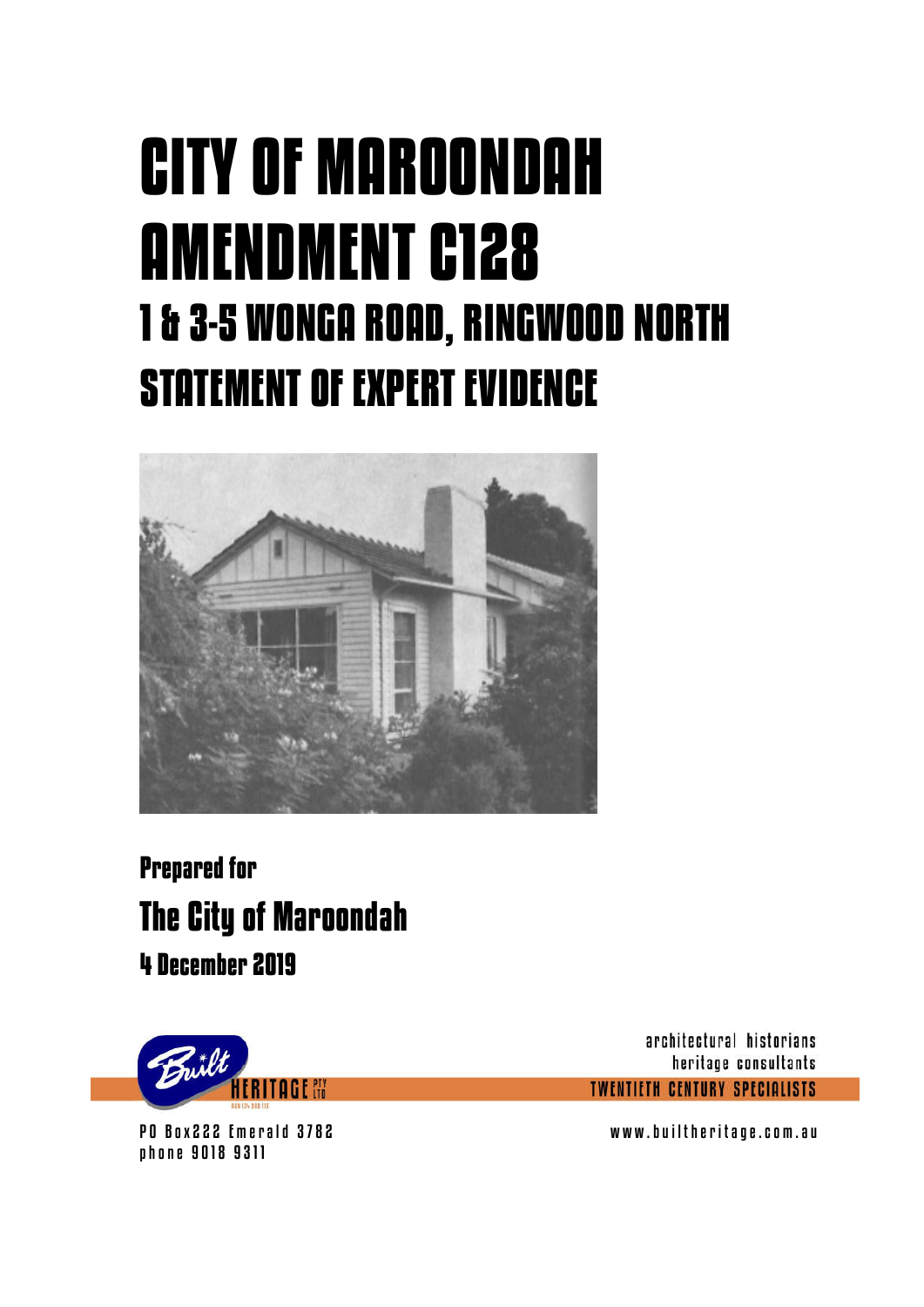# CITY OF MAROONDAH AMENDMENT C128

## 1 & 3-5 WONGA ROAD, RINGWOOD NORTH

## STATEMENT OF EXPERT EVIDENCE

**Prepared for**

## The City of Maroondah

**4 December 2019**

Built HERITAGE PTY LTD

architectural historians
heritage consultants
TWENTIETH CENTURY SPECIALISTS

PO Box222 Emerald 3782
phone 9018 9311

www.builtheritage.com.au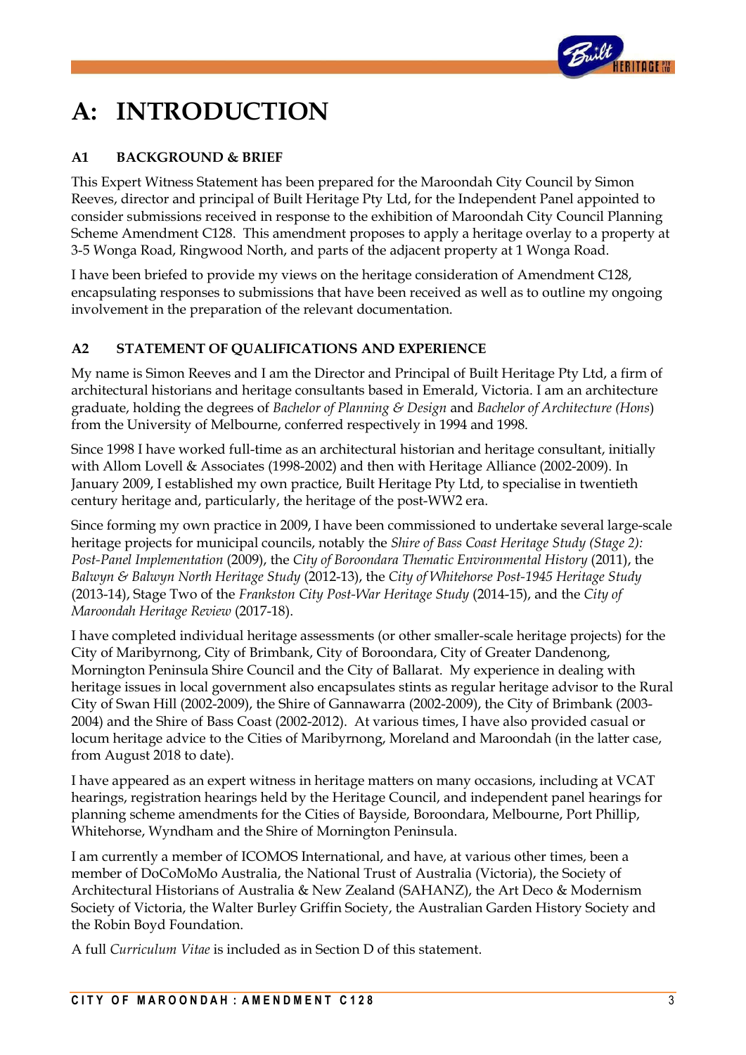# A: INTRODUCTION

### A1 BACKGROUND & BRIEF

This Expert Witness Statement has been prepared for the Maroondah City Council by Simon Reeves, director and principal of Built Heritage Pty Ltd, for the Independent Panel appointed to consider submissions received in response to the exhibition of Maroondah City Council Planning Scheme Amendment C128. This amendment proposes to apply a heritage overlay to a property at 3-5 Wonga Road, Ringwood North, and parts of the adjacent property at 1 Wonga Road.

I have been briefed to provide my views on the heritage consideration of Amendment C128, encapsulating responses to submissions that have been received as well as to outline my ongoing involvement in the preparation of the relevant documentation.

### A2 STATEMENT OF QUALIFICATIONS AND EXPERIENCE

My name is Simon Reeves and I am the Director and Principal of Built Heritage Pty Ltd, a firm of architectural historians and heritage consultants based in Emerald, Victoria. I am an architecture graduate, holding the degrees of *Bachelor of Planning & Design* and *Bachelor of Architecture (Hons)* from the University of Melbourne, conferred respectively in 1994 and 1998.

Since 1998 I have worked full-time as an architectural historian and heritage consultant, initially with Allom Lovell & Associates (1998-2002) and then with Heritage Alliance (2002-2009). In January 2009, I established my own practice, Built Heritage Pty Ltd, to specialise in twentieth century heritage and, particularly, the heritage of the post-WW2 era.

Since forming my own practice in 2009, I have been commissioned to undertake several large-scale heritage projects for municipal councils, notably the *Shire of Bass Coast Heritage Study (Stage 2): Post-Panel Implementation* (2009), the *City of Boroondara Thematic Environmental History* (2011), the *Balwyn & Balwyn North Heritage Study* (2012-13), the *City of Whitehorse Post-1945 Heritage Study* (2013-14), Stage Two of the *Frankston City Post-War Heritage Study* (2014-15), and the *City of Maroondah Heritage Review* (2017-18).

I have completed individual heritage assessments (or other smaller-scale heritage projects) for the City of Maribyrnong, City of Brimbank, City of Boroondara, City of Greater Dandenong, Mornington Peninsula Shire Council and the City of Ballarat. My experience in dealing with heritage issues in local government also encapsulates stints as regular heritage advisor to the Rural City of Swan Hill (2002-2009), the Shire of Gannawarra (2002-2009), the City of Brimbank (2003-2004) and the Shire of Bass Coast (2002-2012). At various times, I have also provided casual or locum heritage advice to the Cities of Maribyrnong, Moreland and Maroondah (in the latter case, from August 2018 to date).

I have appeared as an expert witness in heritage matters on many occasions, including at VCAT hearings, registration hearings held by the Heritage Council, and independent panel hearings for planning scheme amendments for the Cities of Bayside, Boroondara, Melbourne, Port Phillip, Whitehorse, Wyndham and the Shire of Mornington Peninsula.

I am currently a member of ICOMOS International, and have, at various other times, been a member of DoCoMoMo Australia, the National Trust of Australia (Victoria), the Society of Architectural Historians of Australia & New Zealand (SAHANZ), the Art Deco & Modernism Society of Victoria, the Walter Burley Griffin Society, the Australian Garden History Society and the Robin Boyd Foundation.

A full *Curriculum Vitae* is included as in Section D of this statement.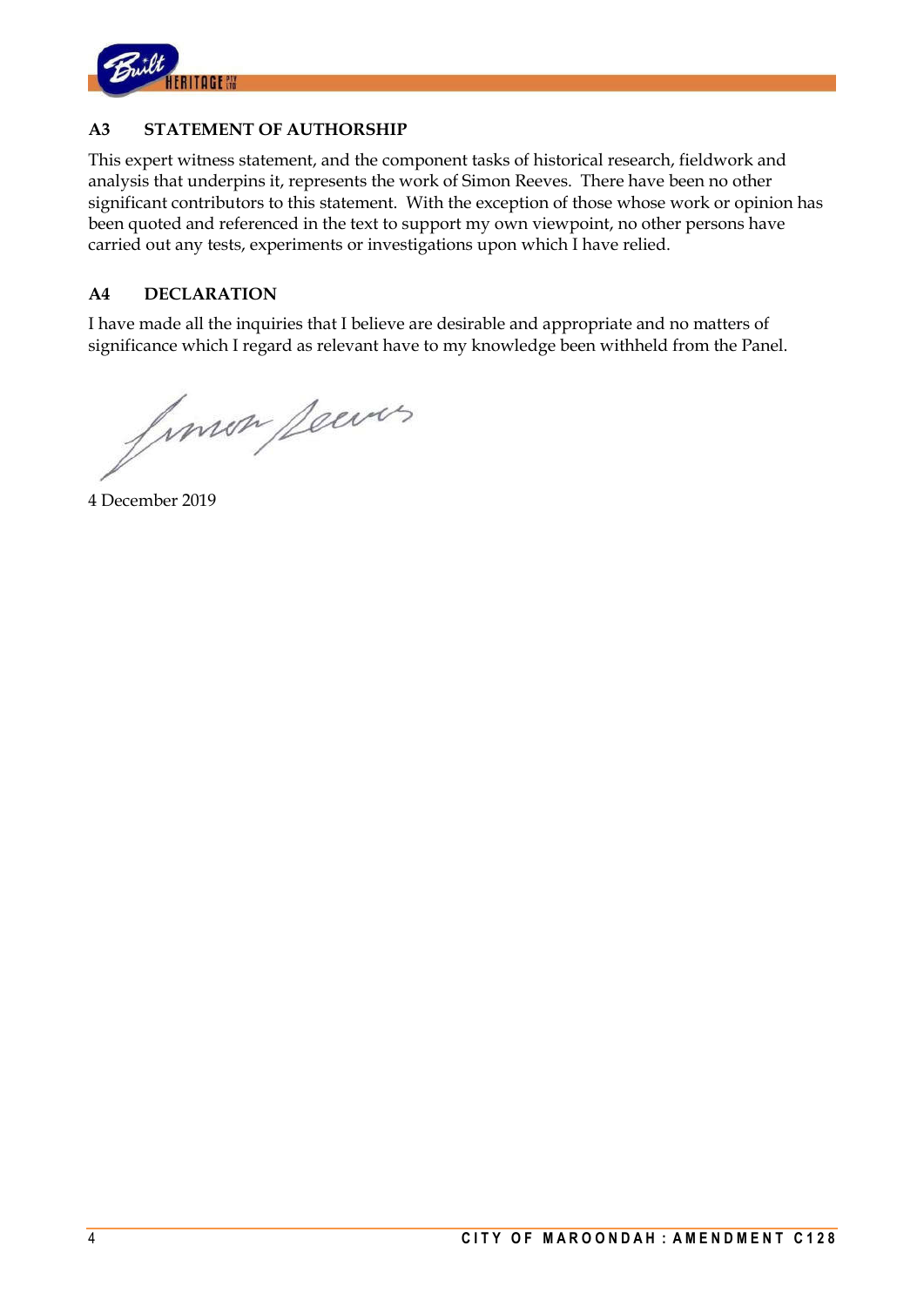### A3 STATEMENT OF AUTHORSHIP

This expert witness statement, and the component tasks of historical research, fieldwork and analysis that underpins it, represents the work of Simon Reeves. There have been no other significant contributors to this statement. With the exception of those whose work or opinion has been quoted and referenced in the text to support my own viewpoint, no other persons have carried out any tests, experiments or investigations upon which I have relied.

### A4 DECLARATION

I have made all the inquiries that I believe are desirable and appropriate and no matters of significance which I regard as relevant have to my knowledge been withheld from the Panel.

4 December 2019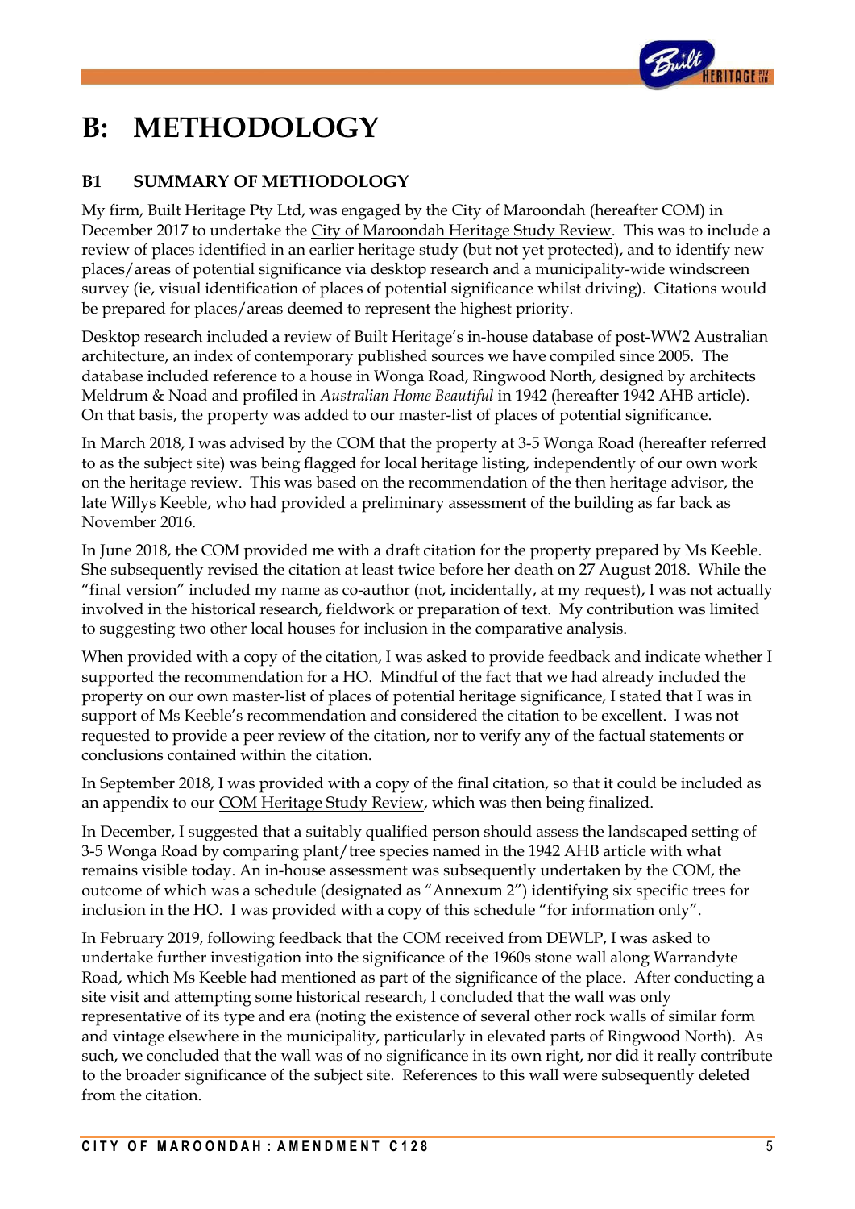# B: METHODOLOGY

## B1 SUMMARY OF METHODOLOGY

My firm, Built Heritage Pty Ltd, was engaged by the City of Maroondah (hereafter COM) in December 2017 to undertake the City of Maroondah Heritage Study Review. This was to include a review of places identified in an earlier heritage study (but not yet protected), and to identify new places/areas of potential significance via desktop research and a municipality-wide windscreen survey (ie, visual identification of places of potential significance whilst driving). Citations would be prepared for places/areas deemed to represent the highest priority.

Desktop research included a review of Built Heritage's in-house database of post-WW2 Australian architecture, an index of contemporary published sources we have compiled since 2005. The database included reference to a house in Wonga Road, Ringwood North, designed by architects Meldrum & Noad and profiled in *Australian Home Beautiful* in 1942 (hereafter 1942 AHB article). On that basis, the property was added to our master-list of places of potential significance.

In March 2018, I was advised by the COM that the property at 3-5 Wonga Road (hereafter referred to as the subject site) was being flagged for local heritage listing, independently of our own work on the heritage review. This was based on the recommendation of the then heritage advisor, the late Willys Keeble, who had provided a preliminary assessment of the building as far back as November 2016.

In June 2018, the COM provided me with a draft citation for the property prepared by Ms Keeble. She subsequently revised the citation at least twice before her death on 27 August 2018. While the "final version" included my name as co-author (not, incidentally, at my request), I was not actually involved in the historical research, fieldwork or preparation of text. My contribution was limited to suggesting two other local houses for inclusion in the comparative analysis.

When provided with a copy of the citation, I was asked to provide feedback and indicate whether I supported the recommendation for a HO. Mindful of the fact that we had already included the property on our own master-list of places of potential heritage significance, I stated that I was in support of Ms Keeble's recommendation and considered the citation to be excellent. I was not requested to provide a peer review of the citation, nor to verify any of the factual statements or conclusions contained within the citation.

In September 2018, I was provided with a copy of the final citation, so that it could be included as an appendix to our COM Heritage Study Review, which was then being finalized.

In December, I suggested that a suitably qualified person should assess the landscaped setting of 3-5 Wonga Road by comparing plant/tree species named in the 1942 AHB article with what remains visible today. An in-house assessment was subsequently undertaken by the COM, the outcome of which was a schedule (designated as "Annexum 2") identifying six specific trees for inclusion in the HO. I was provided with a copy of this schedule "for information only".

In February 2019, following feedback that the COM received from DEWLP, I was asked to undertake further investigation into the significance of the 1960s stone wall along Warrandyte Road, which Ms Keeble had mentioned as part of the significance of the place. After conducting a site visit and attempting some historical research, I concluded that the wall was only representative of its type and era (noting the existence of several other rock walls of similar form and vintage elsewhere in the municipality, particularly in elevated parts of Ringwood North). As such, we concluded that the wall was of no significance in its own right, nor did it really contribute to the broader significance of the subject site. References to this wall were subsequently deleted from the citation.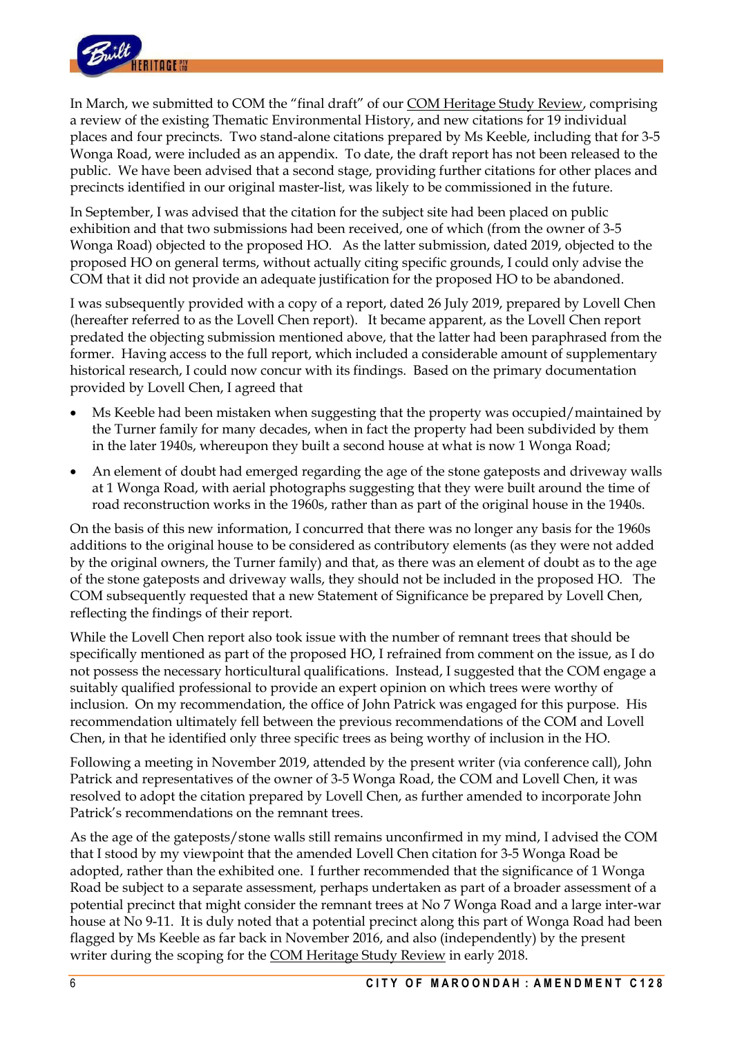In March, we submitted to COM the "final draft" of our COM Heritage Study Review, comprising a review of the existing Thematic Environmental History, and new citations for 19 individual places and four precincts. Two stand-alone citations prepared by Ms Keeble, including that for 3-5 Wonga Road, were included as an appendix. To date, the draft report has not been released to the public. We have been advised that a second stage, providing further citations for other places and precincts identified in our original master-list, was likely to be commissioned in the future.

In September, I was advised that the citation for the subject site had been placed on public exhibition and that two submissions had been received, one of which (from the owner of 3-5 Wonga Road) objected to the proposed HO. As the latter submission, dated 2019, objected to the proposed HO on general terms, without actually citing specific grounds, I could only advise the COM that it did not provide an adequate justification for the proposed HO to be abandoned.

I was subsequently provided with a copy of a report, dated 26 July 2019, prepared by Lovell Chen (hereafter referred to as the Lovell Chen report). It became apparent, as the Lovell Chen report predated the objecting submission mentioned above, that the latter had been paraphrased from the former. Having access to the full report, which included a considerable amount of supplementary historical research, I could now concur with its findings. Based on the primary documentation provided by Lovell Chen, I agreed that

- Ms Keeble had been mistaken when suggesting that the property was occupied/maintained by the Turner family for many decades, when in fact the property had been subdivided by them in the later 1940s, whereupon they built a second house at what is now 1 Wonga Road;
- An element of doubt had emerged regarding the age of the stone gateposts and driveway walls at 1 Wonga Road, with aerial photographs suggesting that they were built around the time of road reconstruction works in the 1960s, rather than as part of the original house in the 1940s.

On the basis of this new information, I concurred that there was no longer any basis for the 1960s additions to the original house to be considered as contributory elements (as they were not added by the original owners, the Turner family) and that, as there was an element of doubt as to the age of the stone gateposts and driveway walls, they should not be included in the proposed HO. The COM subsequently requested that a new Statement of Significance be prepared by Lovell Chen, reflecting the findings of their report.

While the Lovell Chen report also took issue with the number of remnant trees that should be specifically mentioned as part of the proposed HO, I refrained from comment on the issue, as I do not possess the necessary horticultural qualifications. Instead, I suggested that the COM engage a suitably qualified professional to provide an expert opinion on which trees were worthy of inclusion. On my recommendation, the office of John Patrick was engaged for this purpose. His recommendation ultimately fell between the previous recommendations of the COM and Lovell Chen, in that he identified only three specific trees as being worthy of inclusion in the HO.

Following a meeting in November 2019, attended by the present writer (via conference call), John Patrick and representatives of the owner of 3-5 Wonga Road, the COM and Lovell Chen, it was resolved to adopt the citation prepared by Lovell Chen, as further amended to incorporate John Patrick's recommendations on the remnant trees.

As the age of the gateposts/stone walls still remains unconfirmed in my mind, I advised the COM that I stood by my viewpoint that the amended Lovell Chen citation for 3-5 Wonga Road be adopted, rather than the exhibited one. I further recommended that the significance of 1 Wonga Road be subject to a separate assessment, perhaps undertaken as part of a broader assessment of a potential precinct that might consider the remnant trees at No 7 Wonga Road and a large inter-war house at No 9-11. It is duly noted that a potential precinct along this part of Wonga Road had been flagged by Ms Keeble as far back in November 2016, and also (independently) by the present writer during the scoping for the COM Heritage Study Review in early 2018.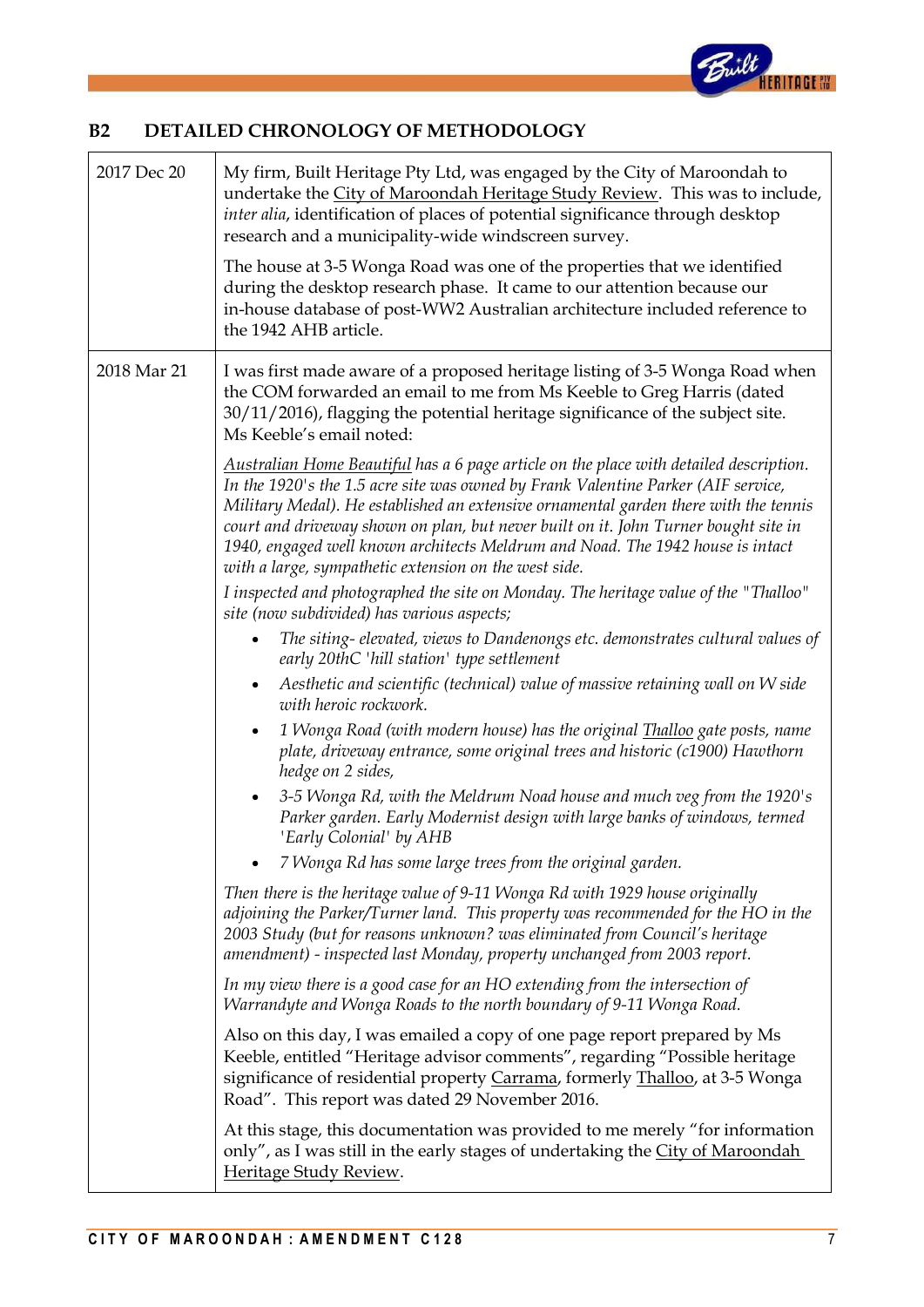## B2 DETAILED CHRONOLOGY OF METHODOLOGY

| | |
|---|---|
| 2017 Dec 20 | My firm, Built Heritage Pty Ltd, was engaged by the City of Maroondah to undertake the <u>City of Maroondah Heritage Study Review</u>. This was to include, *inter alia*, identification of places of potential significance through desktop research and a municipality-wide windscreen survey.<br><br>The house at 3-5 Wonga Road was one of the properties that we identified during the desktop research phase. It came to our attention because our in-house database of post-WW2 Australian architecture included reference to the 1942 AHB article. |
| 2018 Mar 21 | I was first made aware of a proposed heritage listing of 3-5 Wonga Road when the COM forwarded an email to me from Ms Keeble to Greg Harris (dated 30/11/2016), flagging the potential heritage significance of the subject site. Ms Keeble's email noted:<br><br>*<u>Australian Home Beautiful</u> has a 6 page article on the place with detailed description. In the 1920's the 1.5 acre site was owned by Frank Valentine Parker (AIF service, Military Medal). He established an extensive ornamental garden there with the tennis court and driveway shown on plan, but never built on it. John Turner bought site in 1940, engaged well known architects Meldrum and Noad. The 1942 house is intact with a large, sympathetic extension on the west side.*<br><br>*I inspected and photographed the site on Monday. The heritage value of the "Thalloo" site (now subdivided) has various aspects;*<br>• *The siting- elevated, views to Dandenongs etc. demonstrates cultural values of early 20thC 'hill station' type settlement*<br>• *Aesthetic and scientific (technical) value of massive retaining wall on W side with heroic rockwork.*<br>• *1 Wonga Road (with modern house) has the original <u>Thalloo</u> gate posts, name plate, driveway entrance, some original trees and historic (c1900) Hawthorn hedge on 2 sides,*<br>• *3-5 Wonga Rd, with the Meldrum Noad house and much veg from the 1920's Parker garden. Early Modernist design with large banks of windows, termed 'Early Colonial' by AHB*<br>• *7 Wonga Rd has some large trees from the original garden.*<br><br>*Then there is the heritage value of 9-11 Wonga Rd with 1929 house originally adjoining the Parker/Turner land. This property was recommended for the HO in the 2003 Study (but for reasons unknown? was eliminated from Council's heritage amendment) - inspected last Monday, property unchanged from 2003 report.*<br><br>*In my view there is a good case for an HO extending from the intersection of Warrandyte and Wonga Roads to the north boundary of 9-11 Wonga Road.*<br><br>Also on this day, I was emailed a copy of one page report prepared by Ms Keeble, entitled "Heritage advisor comments", regarding "Possible heritage significance of residential property <u>Carrama</u>, formerly <u>Thalloo</u>, at 3-5 Wonga Road". This report was dated 29 November 2016.<br><br>At this stage, this documentation was provided to me merely "for information only", as I was still in the early stages of undertaking the <u>City of Maroondah Heritage Study Review</u>. |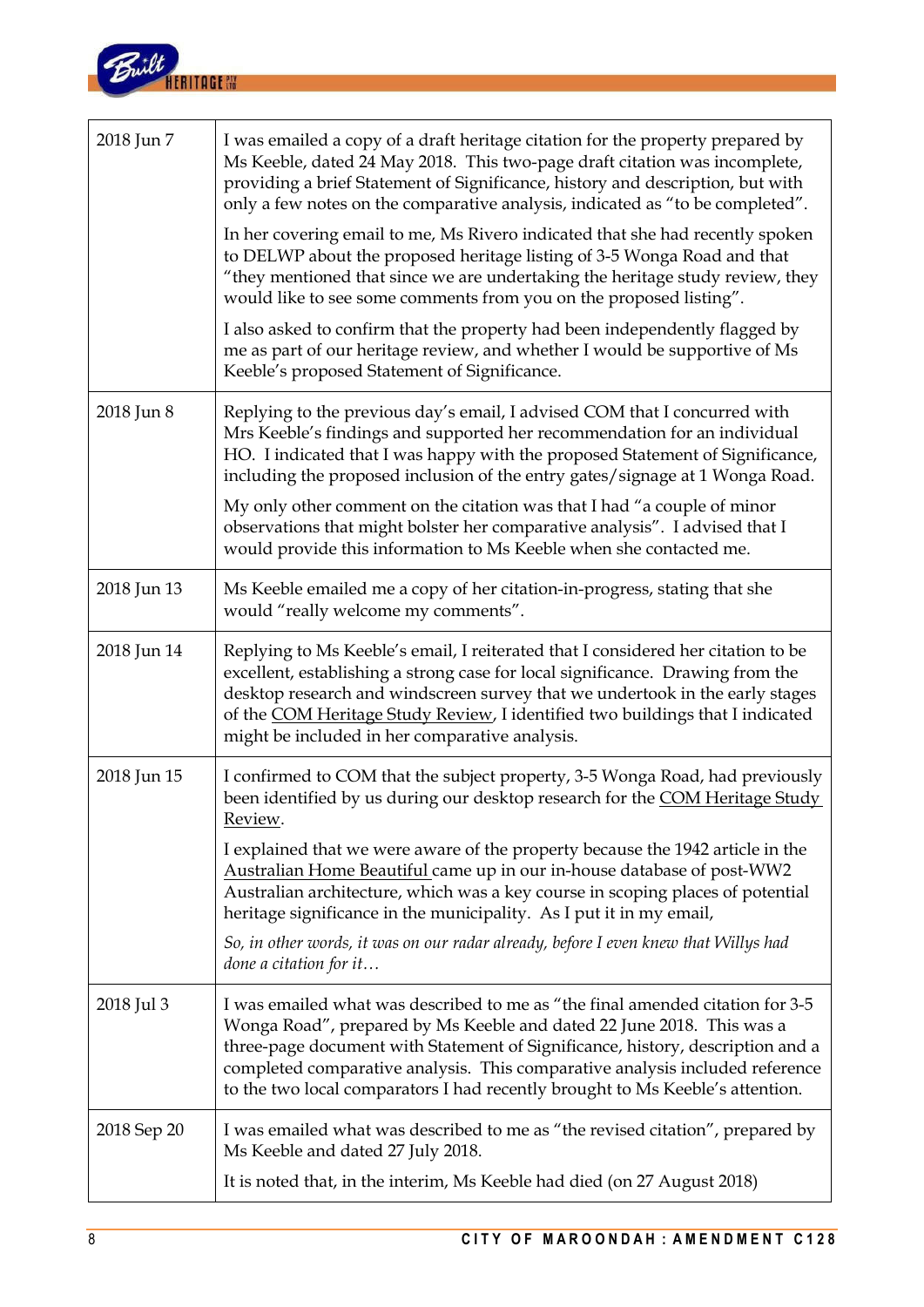| | |
|---|---|
| 2018 Jun 7 | I was emailed a copy of a draft heritage citation for the property prepared by Ms Keeble, dated 24 May 2018. This two-page draft citation was incomplete, providing a brief Statement of Significance, history and description, but with only a few notes on the comparative analysis, indicated as "to be completed".<br><br>In her covering email to me, Ms Rivero indicated that she had recently spoken to DELWP about the proposed heritage listing of 3-5 Wonga Road and that "they mentioned that since we are undertaking the heritage study review, they would like to see some comments from you on the proposed listing".<br><br>I also asked to confirm that the property had been independently flagged by me as part of our heritage review, and whether I would be supportive of Ms Keeble's proposed Statement of Significance. |
| 2018 Jun 8 | Replying to the previous day's email, I advised COM that I concurred with Mrs Keeble's findings and supported her recommendation for an individual HO. I indicated that I was happy with the proposed Statement of Significance, including the proposed inclusion of the entry gates/signage at 1 Wonga Road.<br><br>My only other comment on the citation was that I had "a couple of minor observations that might bolster her comparative analysis". I advised that I would provide this information to Ms Keeble when she contacted me. |
| 2018 Jun 13 | Ms Keeble emailed me a copy of her citation-in-progress, stating that she would "really welcome my comments". |
| 2018 Jun 14 | Replying to Ms Keeble's email, I reiterated that I considered her citation to be excellent, establishing a strong case for local significance. Drawing from the desktop research and windscreen survey that we undertook in the early stages of the COM Heritage Study Review, I identified two buildings that I indicated might be included in her comparative analysis. |
| 2018 Jun 15 | I confirmed to COM that the subject property, 3-5 Wonga Road, had previously been identified by us during our desktop research for the COM Heritage Study Review.<br><br>I explained that we were aware of the property because the 1942 article in the Australian Home Beautiful came up in our in-house database of post-WW2 Australian architecture, which was a key course in scoping places of potential heritage significance in the municipality. As I put it in my email,<br><br>*So, in other words, it was on our radar already, before I even knew that Willys had done a citation for it…* |
| 2018 Jul 3 | I was emailed what was described to me as "the final amended citation for 3-5 Wonga Road", prepared by Ms Keeble and dated 22 June 2018. This was a three-page document with Statement of Significance, history, description and a completed comparative analysis. This comparative analysis included reference to the two local comparators I had recently brought to Ms Keeble's attention. |
| 2018 Sep 20 | I was emailed what was described to me as "the revised citation", prepared by Ms Keeble and dated 27 July 2018.<br><br>It is noted that, in the interim, Ms Keeble had died (on 27 August 2018) |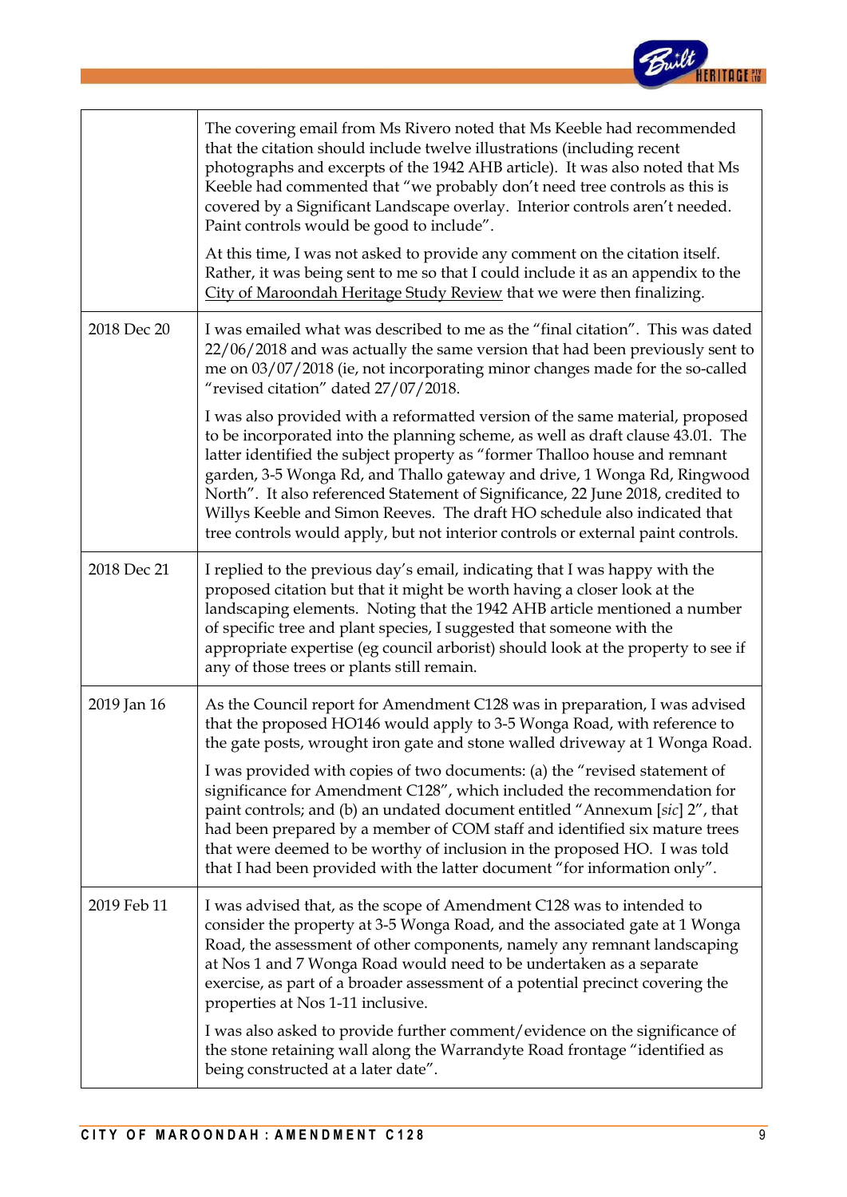| | |
|---|---|
| | The covering email from Ms Rivero noted that Ms Keeble had recommended that the citation should include twelve illustrations (including recent photographs and excerpts of the 1942 AHB article). It was also noted that Ms Keeble had commented that "we probably don't need tree controls as this is covered by a Significant Landscape overlay. Interior controls aren't needed. Paint controls would be good to include".<br><br>At this time, I was not asked to provide any comment on the citation itself. Rather, it was being sent to me so that I could include it as an appendix to the City of Maroondah Heritage Study Review that we were then finalizing. |
| 2018 Dec 20 | I was emailed what was described to me as the "final citation". This was dated 22/06/2018 and was actually the same version that had been previously sent to me on 03/07/2018 (ie, not incorporating minor changes made for the so-called "revised citation" dated 27/07/2018.<br><br>I was also provided with a reformatted version of the same material, proposed to be incorporated into the planning scheme, as well as draft clause 43.01. The latter identified the subject property as "former Thalloo house and remnant garden, 3-5 Wonga Rd, and Thallo gateway and drive, 1 Wonga Rd, Ringwood North". It also referenced Statement of Significance, 22 June 2018, credited to Willys Keeble and Simon Reeves. The draft HO schedule also indicated that tree controls would apply, but not interior controls or external paint controls. |
| 2018 Dec 21 | I replied to the previous day's email, indicating that I was happy with the proposed citation but that it might be worth having a closer look at the landscaping elements. Noting that the 1942 AHB article mentioned a number of specific tree and plant species, I suggested that someone with the appropriate expertise (eg council arborist) should look at the property to see if any of those trees or plants still remain. |
| 2019 Jan 16 | As the Council report for Amendment C128 was in preparation, I was advised that the proposed HO146 would apply to 3-5 Wonga Road, with reference to the gate posts, wrought iron gate and stone walled driveway at 1 Wonga Road.<br><br>I was provided with copies of two documents: (a) the "revised statement of significance for Amendment C128", which included the recommendation for paint controls; and (b) an undated document entitled "Annexum [*sic*] 2", that had been prepared by a member of COM staff and identified six mature trees that were deemed to be worthy of inclusion in the proposed HO. I was told that I had been provided with the latter document "for information only". |
| 2019 Feb 11 | I was advised that, as the scope of Amendment C128 was to intended to consider the property at 3-5 Wonga Road, and the associated gate at 1 Wonga Road, the assessment of other components, namely any remnant landscaping at Nos 1 and 7 Wonga Road would need to be undertaken as a separate exercise, as part of a broader assessment of a potential precinct covering the properties at Nos 1-11 inclusive.<br><br>I was also asked to provide further comment/evidence on the significance of the stone retaining wall along the Warrandyte Road frontage "identified as being constructed at a later date". |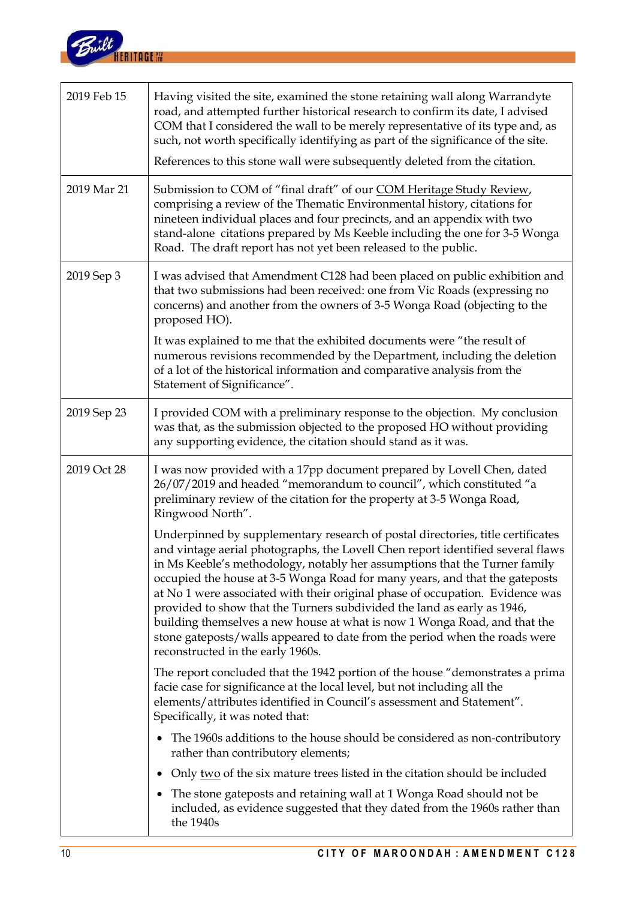| | |
|---|---|
| 2019 Feb 15 | Having visited the site, examined the stone retaining wall along Warrandyte road, and attempted further historical research to confirm its date, I advised COM that I considered the wall to be merely representative of its type and, as such, not worth specifically identifying as part of the significance of the site.<br><br>References to this stone wall were subsequently deleted from the citation. |
| 2019 Mar 21 | Submission to COM of "final draft" of our COM Heritage Study Review, comprising a review of the Thematic Environmental history, citations for nineteen individual places and four precincts, and an appendix with two stand-alone citations prepared by Ms Keeble including the one for 3-5 Wonga Road. The draft report has not yet been released to the public. |
| 2019 Sep 3 | I was advised that Amendment C128 had been placed on public exhibition and that two submissions had been received: one from Vic Roads (expressing no concerns) and another from the owners of 3-5 Wonga Road (objecting to the proposed HO).<br><br>It was explained to me that the exhibited documents were "the result of numerous revisions recommended by the Department, including the deletion of a lot of the historical information and comparative analysis from the Statement of Significance". |
| 2019 Sep 23 | I provided COM with a preliminary response to the objection. My conclusion was that, as the submission objected to the proposed HO without providing any supporting evidence, the citation should stand as it was. |
| 2019 Oct 28 | I was now provided with a 17pp document prepared by Lovell Chen, dated 26/07/2019 and headed "memorandum to council", which constituted "a preliminary review of the citation for the property at 3-5 Wonga Road, Ringwood North".<br><br>Underpinned by supplementary research of postal directories, title certificates and vintage aerial photographs, the Lovell Chen report identified several flaws in Ms Keeble's methodology, notably her assumptions that the Turner family occupied the house at 3-5 Wonga Road for many years, and that the gateposts at No 1 were associated with their original phase of occupation. Evidence was provided to show that the Turners subdivided the land as early as 1946, building themselves a new house at what is now 1 Wonga Road, and that the stone gateposts/walls appeared to date from the period when the roads were reconstructed in the early 1960s.<br><br>The report concluded that the 1942 portion of the house "demonstrates a prima facie case for significance at the local level, but not including all the elements/attributes identified in Council's assessment and Statement". Specifically, it was noted that:<br><br>• The 1960s additions to the house should be considered as non-contributory rather than contributory elements;<br>• Only two of the six mature trees listed in the citation should be included<br>• The stone gateposts and retaining wall at 1 Wonga Road should not be included, as evidence suggested that they dated from the 1960s rather than the 1940s |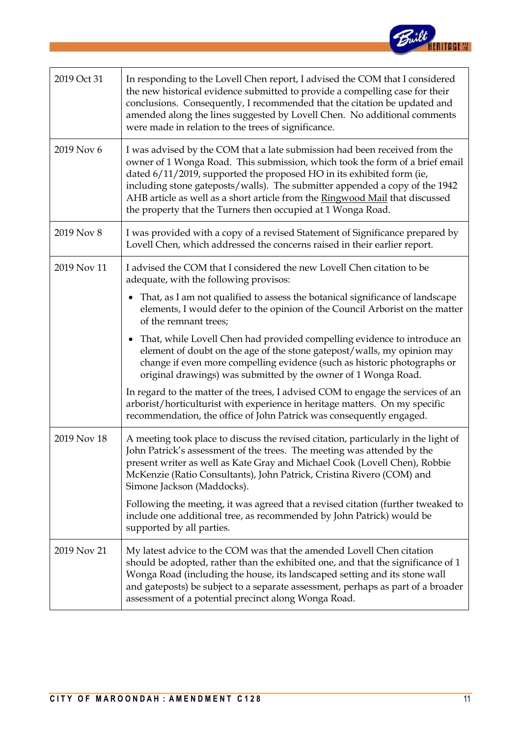| | |
|---|---|
| 2019 Oct 31 | In responding to the Lovell Chen report, I advised the COM that I considered the new historical evidence submitted to provide a compelling case for their conclusions. Consequently, I recommended that the citation be updated and amended along the lines suggested by Lovell Chen. No additional comments were made in relation to the trees of significance. |
| 2019 Nov 6 | I was advised by the COM that a late submission had been received from the owner of 1 Wonga Road. This submission, which took the form of a brief email dated 6/11/2019, supported the proposed HO in its exhibited form (ie, including stone gateposts/walls). The submitter appended a copy of the 1942 AHB article as well as a short article from the Ringwood Mail that discussed the property that the Turners then occupied at 1 Wonga Road. |
| 2019 Nov 8 | I was provided with a copy of a revised Statement of Significance prepared by Lovell Chen, which addressed the concerns raised in their earlier report. |
| 2019 Nov 11 | I advised the COM that I considered the new Lovell Chen citation to be adequate, with the following provisos:<br>• That, as I am not qualified to assess the botanical significance of landscape elements, I would defer to the opinion of the Council Arborist on the matter of the remnant trees;<br>• That, while Lovell Chen had provided compelling evidence to introduce an element of doubt on the age of the stone gatepost/walls, my opinion may change if even more compelling evidence (such as historic photographs or original drawings) was submitted by the owner of 1 Wonga Road.<br>In regard to the matter of the trees, I advised COM to engage the services of an arborist/horticulturist with experience in heritage matters. On my specific recommendation, the office of John Patrick was consequently engaged. |
| 2019 Nov 18 | A meeting took place to discuss the revised citation, particularly in the light of John Patrick's assessment of the trees. The meeting was attended by the present writer as well as Kate Gray and Michael Cook (Lovell Chen), Robbie McKenzie (Ratio Consultants), John Patrick, Cristina Rivero (COM) and Simone Jackson (Maddocks).<br>Following the meeting, it was agreed that a revised citation (further tweaked to include one additional tree, as recommended by John Patrick) would be supported by all parties. |
| 2019 Nov 21 | My latest advice to the COM was that the amended Lovell Chen citation should be adopted, rather than the exhibited one, and that the significance of 1 Wonga Road (including the house, its landscaped setting and its stone wall and gateposts) be subject to a separate assessment, perhaps as part of a broader assessment of a potential precinct along Wonga Road. |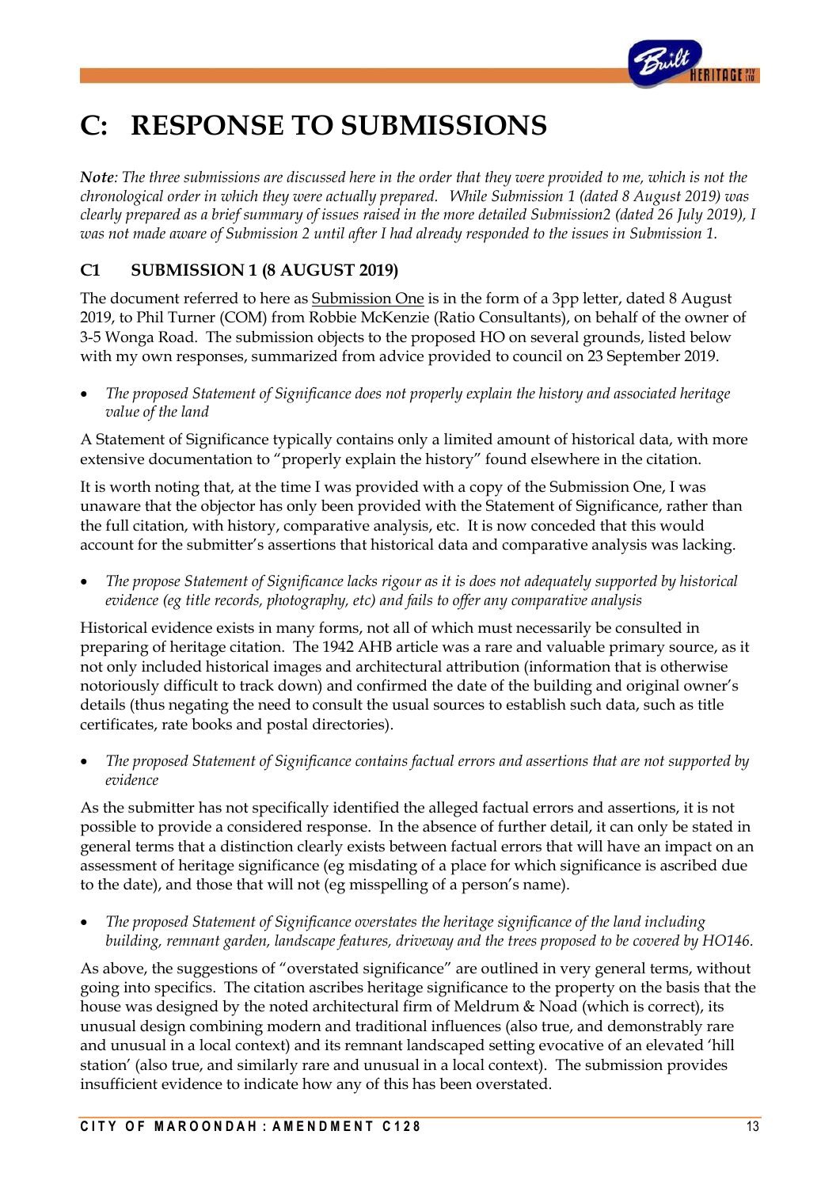# C: RESPONSE TO SUBMISSIONS

***Note**: The three submissions are discussed here in the order that they were provided to me, which is not the chronological order in which they were actually prepared. While Submission 1 (dated 8 August 2019) was clearly prepared as a brief summary of issues raised in the more detailed Submission2 (dated 26 July 2019), I was not made aware of Submission 2 until after I had already responded to the issues in Submission 1.*

## C1 SUBMISSION 1 (8 AUGUST 2019)

The document referred to here as Submission One is in the form of a 3pp letter, dated 8 August 2019, to Phil Turner (COM) from Robbie McKenzie (Ratio Consultants), on behalf of the owner of 3-5 Wonga Road. The submission objects to the proposed HO on several grounds, listed below with my own responses, summarized from advice provided to council on 23 September 2019.

- *The proposed Statement of Significance does not properly explain the history and associated heritage value of the land*

A Statement of Significance typically contains only a limited amount of historical data, with more extensive documentation to "properly explain the history" found elsewhere in the citation.

It is worth noting that, at the time I was provided with a copy of the Submission One, I was unaware that the objector has only been provided with the Statement of Significance, rather than the full citation, with history, comparative analysis, etc. It is now conceded that this would account for the submitter's assertions that historical data and comparative analysis was lacking.

- *The propose Statement of Significance lacks rigour as it is does not adequately supported by historical evidence (eg title records, photography, etc) and fails to offer any comparative analysis*

Historical evidence exists in many forms, not all of which must necessarily be consulted in preparing of heritage citation. The 1942 AHB article was a rare and valuable primary source, as it not only included historical images and architectural attribution (information that is otherwise notoriously difficult to track down) and confirmed the date of the building and original owner's details (thus negating the need to consult the usual sources to establish such data, such as title certificates, rate books and postal directories).

- *The proposed Statement of Significance contains factual errors and assertions that are not supported by evidence*

As the submitter has not specifically identified the alleged factual errors and assertions, it is not possible to provide a considered response. In the absence of further detail, it can only be stated in general terms that a distinction clearly exists between factual errors that will have an impact on an assessment of heritage significance (eg misdating of a place for which significance is ascribed due to the date), and those that will not (eg misspelling of a person's name).

- *The proposed Statement of Significance overstates the heritage significance of the land including building, remnant garden, landscape features, driveway and the trees proposed to be covered by HO146.*

As above, the suggestions of "overstated significance" are outlined in very general terms, without going into specifics. The citation ascribes heritage significance to the property on the basis that the house was designed by the noted architectural firm of Meldrum & Noad (which is correct), its unusual design combining modern and traditional influences (also true, and demonstrably rare and unusual in a local context) and its remnant landscaped setting evocative of an elevated 'hill station' (also true, and similarly rare and unusual in a local context). The submission provides insufficient evidence to indicate how any of this has been overstated.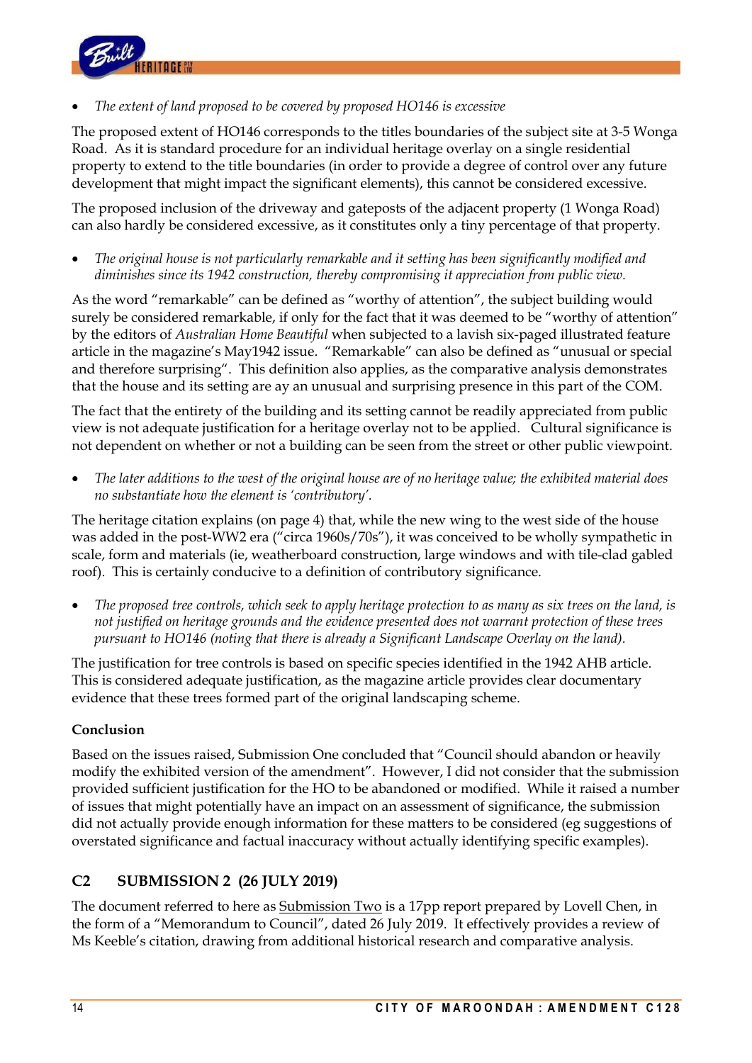- *The extent of land proposed to be covered by proposed HO146 is excessive*

The proposed extent of HO146 corresponds to the titles boundaries of the subject site at 3-5 Wonga Road. As it is standard procedure for an individual heritage overlay on a single residential property to extend to the title boundaries (in order to provide a degree of control over any future development that might impact the significant elements), this cannot be considered excessive.

The proposed inclusion of the driveway and gateposts of the adjacent property (1 Wonga Road) can also hardly be considered excessive, as it constitutes only a tiny percentage of that property.

- *The original house is not particularly remarkable and it setting has been significantly modified and diminishes since its 1942 construction, thereby compromising it appreciation from public view.*

As the word "remarkable" can be defined as "worthy of attention", the subject building would surely be considered remarkable, if only for the fact that it was deemed to be "worthy of attention" by the editors of *Australian Home Beautiful* when subjected to a lavish six-paged illustrated feature article in the magazine's May1942 issue. "Remarkable" can also be defined as "unusual or special and therefore surprising". This definition also applies, as the comparative analysis demonstrates that the house and its setting are ay an unusual and surprising presence in this part of the COM.

The fact that the entirety of the building and its setting cannot be readily appreciated from public view is not adequate justification for a heritage overlay not to be applied. Cultural significance is not dependent on whether or not a building can be seen from the street or other public viewpoint.

- *The later additions to the west of the original house are of no heritage value; the exhibited material does no substantiate how the element is 'contributory'.*

The heritage citation explains (on page 4) that, while the new wing to the west side of the house was added in the post-WW2 era ("circa 1960s/70s"), it was conceived to be wholly sympathetic in scale, form and materials (ie, weatherboard construction, large windows and with tile-clad gabled roof). This is certainly conducive to a definition of contributory significance.

- *The proposed tree controls, which seek to apply heritage protection to as many as six trees on the land, is not justified on heritage grounds and the evidence presented does not warrant protection of these trees pursuant to HO146 (noting that there is already a Significant Landscape Overlay on the land).*

The justification for tree controls is based on specific species identified in the 1942 AHB article. This is considered adequate justification, as the magazine article provides clear documentary evidence that these trees formed part of the original landscaping scheme.

**Conclusion**

Based on the issues raised, Submission One concluded that "Council should abandon or heavily modify the exhibited version of the amendment". However, I did not consider that the submission provided sufficient justification for the HO to be abandoned or modified. While it raised a number of issues that might potentially have an impact on an assessment of significance, the submission did not actually provide enough information for these matters to be considered (eg suggestions of overstated significance and factual inaccuracy without actually identifying specific examples).

## C2 SUBMISSION 2 (26 JULY 2019)

The document referred to here as Submission Two is a 17pp report prepared by Lovell Chen, in the form of a "Memorandum to Council", dated 26 July 2019. It effectively provides a review of Ms Keeble's citation, drawing from additional historical research and comparative analysis.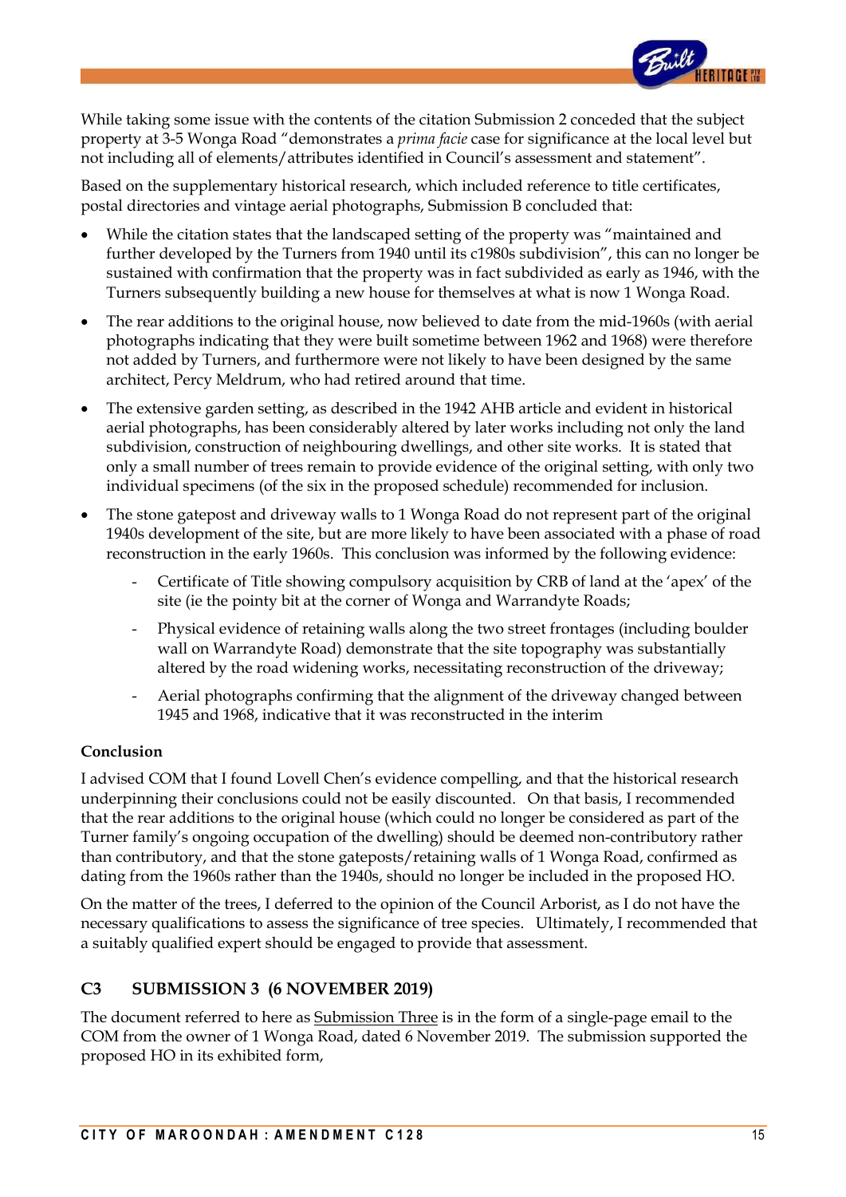While taking some issue with the contents of the citation Submission 2 conceded that the subject property at 3-5 Wonga Road "demonstrates a *prima facie* case for significance at the local level but not including all of elements/attributes identified in Council's assessment and statement".

Based on the supplementary historical research, which included reference to title certificates, postal directories and vintage aerial photographs, Submission B concluded that:

- While the citation states that the landscaped setting of the property was "maintained and further developed by the Turners from 1940 until its c1980s subdivision", this can no longer be sustained with confirmation that the property was in fact subdivided as early as 1946, with the Turners subsequently building a new house for themselves at what is now 1 Wonga Road.
- The rear additions to the original house, now believed to date from the mid-1960s (with aerial photographs indicating that they were built sometime between 1962 and 1968) were therefore not added by Turners, and furthermore were not likely to have been designed by the same architect, Percy Meldrum, who had retired around that time.
- The extensive garden setting, as described in the 1942 AHB article and evident in historical aerial photographs, has been considerably altered by later works including not only the land subdivision, construction of neighbouring dwellings, and other site works. It is stated that only a small number of trees remain to provide evidence of the original setting, with only two individual specimens (of the six in the proposed schedule) recommended for inclusion.
- The stone gatepost and driveway walls to 1 Wonga Road do not represent part of the original 1940s development of the site, but are more likely to have been associated with a phase of road reconstruction in the early 1960s. This conclusion was informed by the following evidence:
    - Certificate of Title showing compulsory acquisition by CRB of land at the 'apex' of the site (ie the pointy bit at the corner of Wonga and Warrandyte Roads;
    - Physical evidence of retaining walls along the two street frontages (including boulder wall on Warrandyte Road) demonstrate that the site topography was substantially altered by the road widening works, necessitating reconstruction of the driveway;
    - Aerial photographs confirming that the alignment of the driveway changed between 1945 and 1968, indicative that it was reconstructed in the interim

**Conclusion**

I advised COM that I found Lovell Chen's evidence compelling, and that the historical research underpinning their conclusions could not be easily discounted. On that basis, I recommended that the rear additions to the original house (which could no longer be considered as part of the Turner family's ongoing occupation of the dwelling) should be deemed non-contributory rather than contributory, and that the stone gateposts/retaining walls of 1 Wonga Road, confirmed as dating from the 1960s rather than the 1940s, should no longer be included in the proposed HO.

On the matter of the trees, I deferred to the opinion of the Council Arborist, as I do not have the necessary qualifications to assess the significance of tree species. Ultimately, I recommended that a suitably qualified expert should be engaged to provide that assessment.

## C3 SUBMISSION 3 (6 NOVEMBER 2019)

The document referred to here as Submission Three is in the form of a single-page email to the COM from the owner of 1 Wonga Road, dated 6 November 2019. The submission supported the proposed HO in its exhibited form,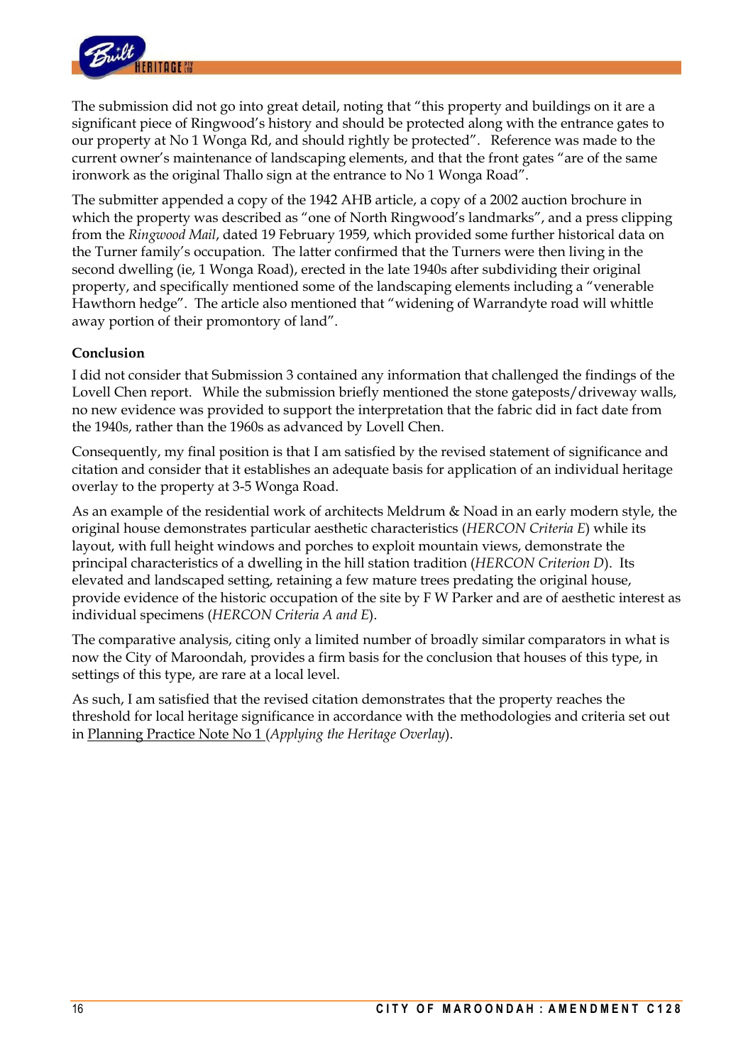The submission did not go into great detail, noting that "this property and buildings on it are a significant piece of Ringwood's history and should be protected along with the entrance gates to our property at No 1 Wonga Rd, and should rightly be protected". Reference was made to the current owner's maintenance of landscaping elements, and that the front gates "are of the same ironwork as the original Thallo sign at the entrance to No 1 Wonga Road".

The submitter appended a copy of the 1942 AHB article, a copy of a 2002 auction brochure in which the property was described as "one of North Ringwood's landmarks", and a press clipping from the *Ringwood Mail*, dated 19 February 1959, which provided some further historical data on the Turner family's occupation. The latter confirmed that the Turners were then living in the second dwelling (ie, 1 Wonga Road), erected in the late 1940s after subdividing their original property, and specifically mentioned some of the landscaping elements including a "venerable Hawthorn hedge". The article also mentioned that "widening of Warrandyte road will whittle away portion of their promontory of land".

**Conclusion**

I did not consider that Submission 3 contained any information that challenged the findings of the Lovell Chen report. While the submission briefly mentioned the stone gateposts/driveway walls, no new evidence was provided to support the interpretation that the fabric did in fact date from the 1940s, rather than the 1960s as advanced by Lovell Chen.

Consequently, my final position is that I am satisfied by the revised statement of significance and citation and consider that it establishes an adequate basis for application of an individual heritage overlay to the property at 3-5 Wonga Road.

As an example of the residential work of architects Meldrum & Noad in an early modern style, the original house demonstrates particular aesthetic characteristics (*HERCON Criteria E*) while its layout, with full height windows and porches to exploit mountain views, demonstrate the principal characteristics of a dwelling in the hill station tradition (*HERCON Criterion D*). Its elevated and landscaped setting, retaining a few mature trees predating the original house, provide evidence of the historic occupation of the site by F W Parker and are of aesthetic interest as individual specimens (*HERCON Criteria A and E*).

The comparative analysis, citing only a limited number of broadly similar comparators in what is now the City of Maroondah, provides a firm basis for the conclusion that houses of this type, in settings of this type, are rare at a local level.

As such, I am satisfied that the revised citation demonstrates that the property reaches the threshold for local heritage significance in accordance with the methodologies and criteria set out in Planning Practice Note No 1 (*Applying the Heritage Overlay*).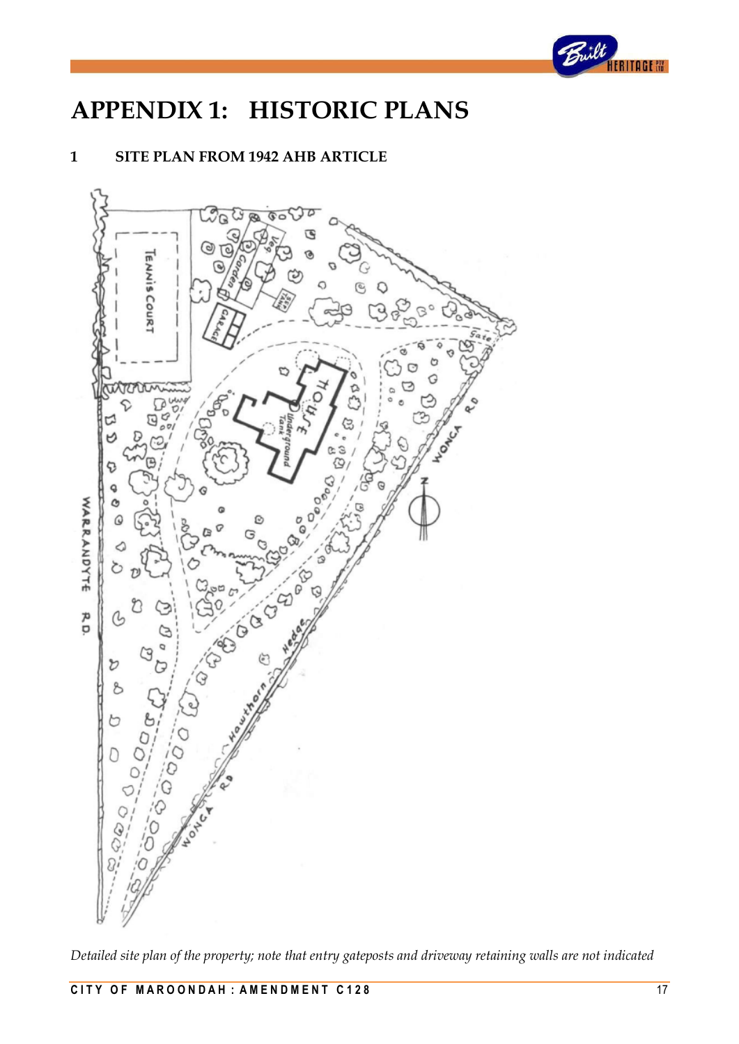# APPENDIX 1: HISTORIC PLANS

## 1 SITE PLAN FROM 1942 AHB ARTICLE

*Detailed site plan of the property; note that entry gateposts and driveway retaining walls are not indicated*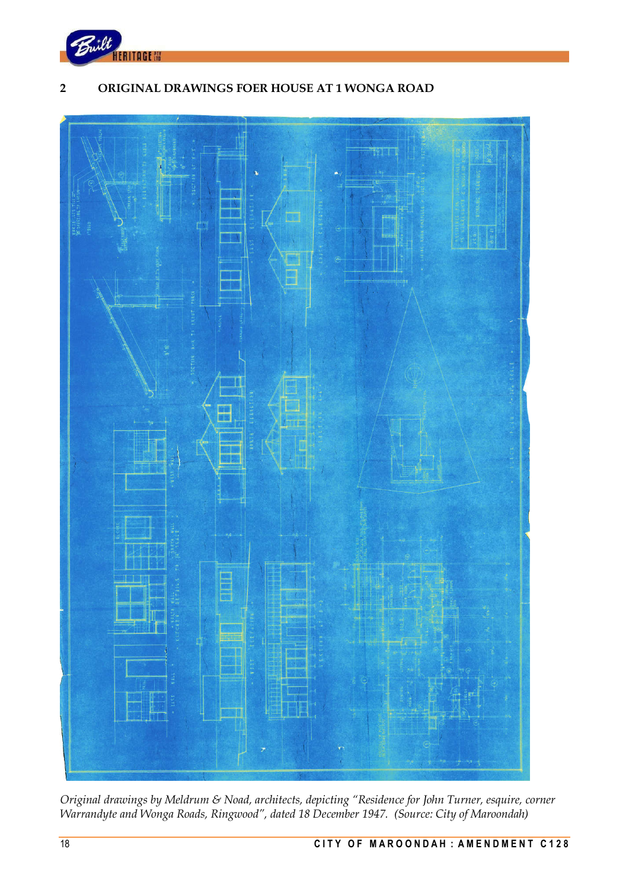## 2 ORIGINAL DRAWINGS FOER HOUSE AT 1 WONGA ROAD

*Original drawings by Meldrum & Noad, architects, depicting "Residence for John Turner, esquire, corner Warrandyte and Wonga Roads, Ringwood", dated 18 December 1947. (Source: City of Maroondah)*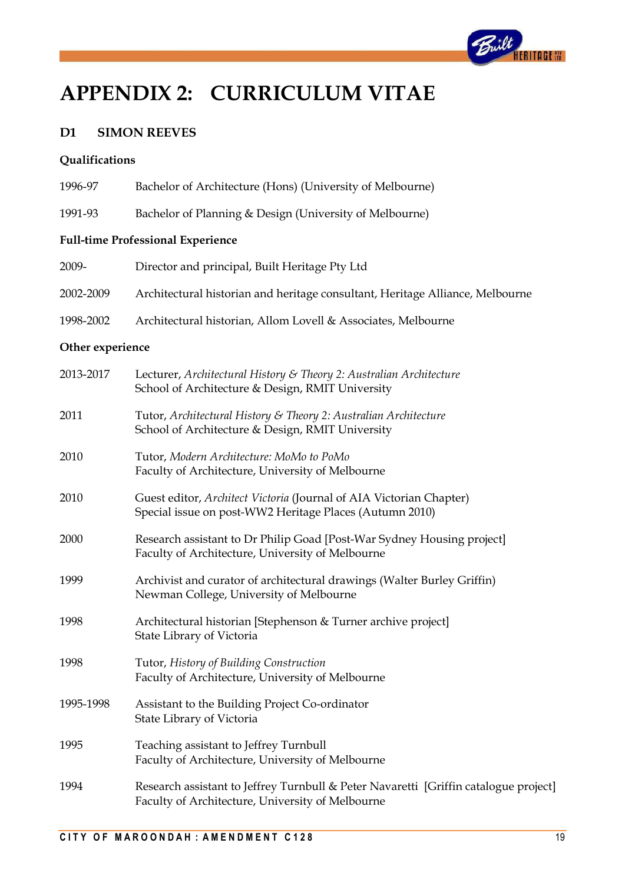# APPENDIX 2: CURRICULUM VITAE

## D1 SIMON REEVES

### Qualifications

| | |
|---|---|
| 1996-97 | Bachelor of Architecture (Hons) (University of Melbourne) |
| 1991-93 | Bachelor of Planning & Design (University of Melbourne) |

### Full-time Professional Experience

| | |
|---|---|
| 2009- | Director and principal, Built Heritage Pty Ltd |
| 2002-2009 | Architectural historian and heritage consultant, Heritage Alliance, Melbourne |
| 1998-2002 | Architectural historian, Allom Lovell & Associates, Melbourne |

### Other experience

| | |
|---|---|
| 2013-2017 | Lecturer, *Architectural History & Theory 2: Australian Architecture* School of Architecture & Design, RMIT University |
| 2011 | Tutor, *Architectural History & Theory 2: Australian Architecture* School of Architecture & Design, RMIT University |
| 2010 | Tutor, *Modern Architecture: MoMo to PoMo* Faculty of Architecture, University of Melbourne |
| 2010 | Guest editor, *Architect Victoria* (Journal of AIA Victorian Chapter) Special issue on post-WW2 Heritage Places (Autumn 2010) |
| 2000 | Research assistant to Dr Philip Goad [Post-War Sydney Housing project] Faculty of Architecture, University of Melbourne |
| 1999 | Archivist and curator of architectural drawings (Walter Burley Griffin) Newman College, University of Melbourne |
| 1998 | Architectural historian [Stephenson & Turner archive project] State Library of Victoria |
| 1998 | Tutor, *History of Building Construction* Faculty of Architecture, University of Melbourne |
| 1995-1998 | Assistant to the Building Project Co-ordinator State Library of Victoria |
| 1995 | Teaching assistant to Jeffrey Turnbull Faculty of Architecture, University of Melbourne |
| 1994 | Research assistant to Jeffrey Turnbull & Peter Navaretti [Griffin catalogue project] Faculty of Architecture, University of Melbourne |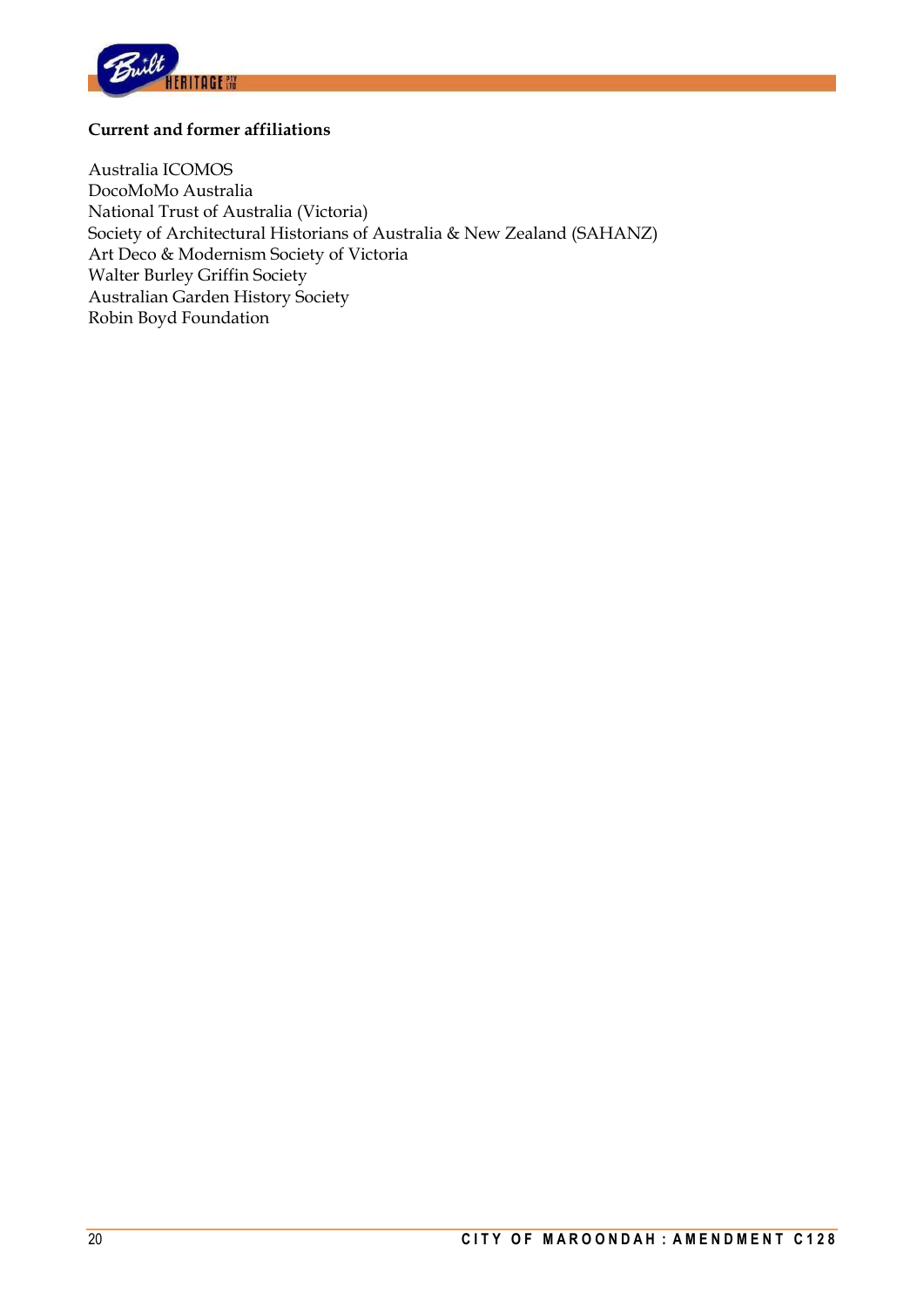**Current and former affiliations**

Australia ICOMOS
DocoMoMo Australia
National Trust of Australia (Victoria)
Society of Architectural Historians of Australia & New Zealand (SAHANZ)
Art Deco & Modernism Society of Victoria
Walter Burley Griffin Society
Australian Garden History Society
Robin Boyd Foundation